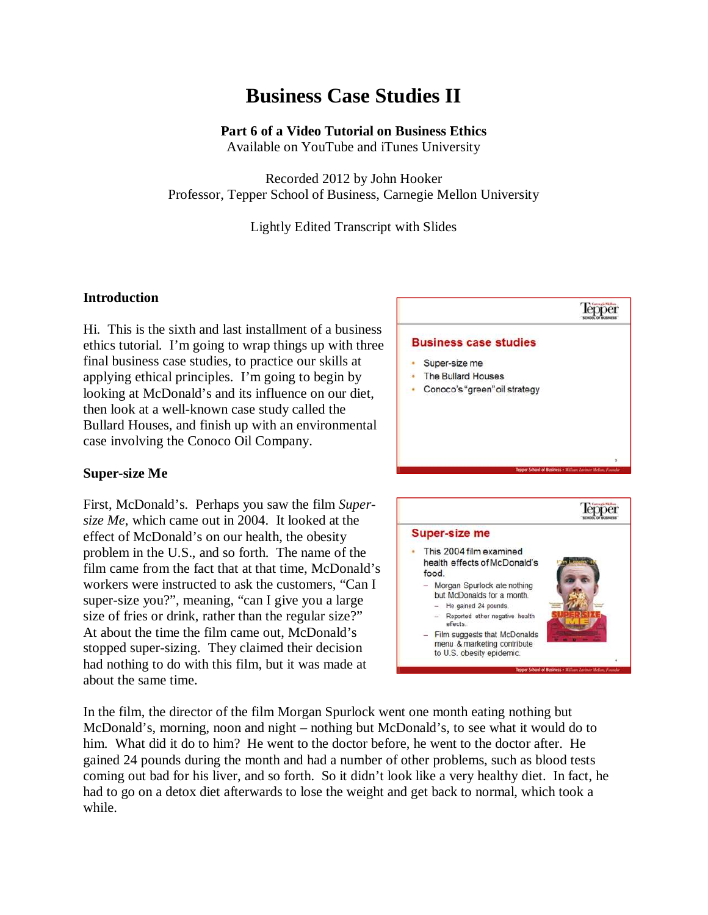# Business Case Studies II

**Part 6 of a Video Tutorial on Business Ethics**
Available on YouTube and iTunes University

Recorded 2012 by John Hooker
Professor, Tepper School of Business, Carnegie Mellon University

Lightly Edited Transcript with Slides

## Introduction

Hi. This is the sixth and last installment of a business ethics tutorial. I'm going to wrap things up with three final business case studies, to practice our skills at applying ethical principles. I'm going to begin by looking at McDonald's and its influence on our diet, then look at a well-known case study called the Bullard Houses, and finish up with an environmental case involving the Conoco Oil Company.

**Business case studies**

- Super-size me
- The Bullard Houses
- Conoco's "green" oil strategy

## Super-size Me

First, McDonald's. Perhaps you saw the film *Super-size Me*, which came out in 2004. It looked at the effect of McDonald's on our health, the obesity problem in the U.S., and so forth. The name of the film came from the fact that at that time, McDonald's workers were instructed to ask the customers, "Can I super-size you?", meaning, "can I give you a large size of fries or drink, rather than the regular size?" At about the time the film came out, McDonald's stopped super-sizing. They claimed their decision had nothing to do with this film, but it was made at about the same time.

**Super-size me**

- This 2004 film examined health effects of McDonald's food.
  - Morgan Spurlock ate nothing but McDonalds for a month.
    - He gained 24 pounds.
    - Reported other negative health effects.
  - Film suggests that McDonalds menu & marketing contribute to U.S. obesity epidemic.

In the film, the director of the film Morgan Spurlock went one month eating nothing but McDonald's, morning, noon and night – nothing but McDonald's, to see what it would do to him. What did it do to him? He went to the doctor before, he went to the doctor after. He gained 24 pounds during the month and had a number of other problems, such as blood tests coming out bad for his liver, and so forth. So it didn't look like a very healthy diet. In fact, he had to go on a detox diet afterwards to lose the weight and get back to normal, which took a while.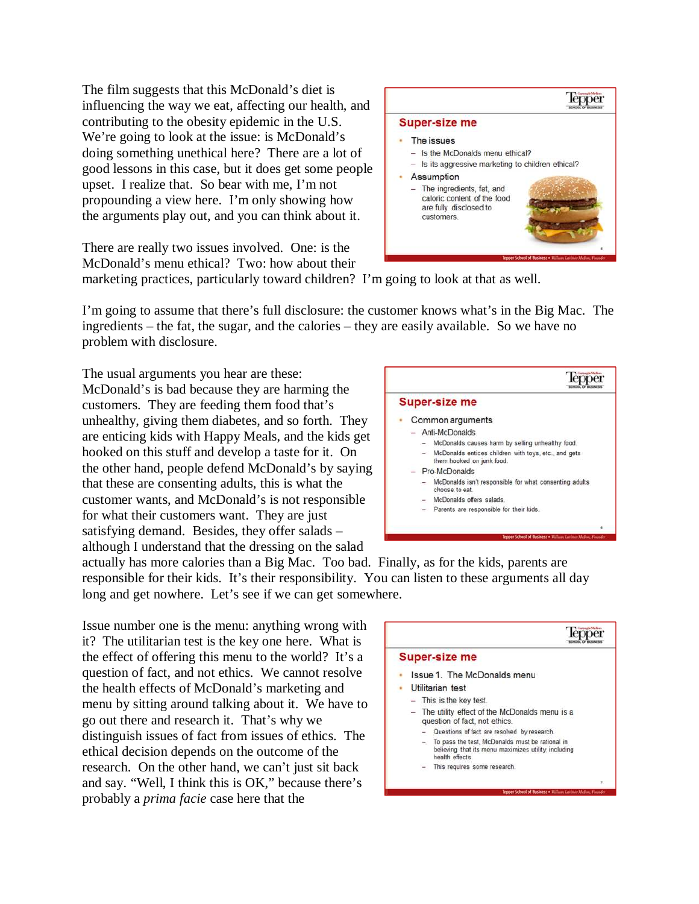The film suggests that this McDonald's diet is influencing the way we eat, affecting our health, and contributing to the obesity epidemic in the U.S. We're going to look at the issue: is McDonald's doing something unethical here? There are a lot of good lessons in this case, but it does get some people upset. I realize that. So bear with me, I'm not propounding a view here. I'm only showing how the arguments play out, and you can think about it.

**Super-size me**

- The issues
  - Is the McDonalds menu ethical?
  - Is its aggressive marketing to children ethical?
- Assumption
  - The ingredients, fat, and caloric content of the food are fully disclosed to customers.

There are really two issues involved. One: is the McDonald's menu ethical? Two: how about their marketing practices, particularly toward children? I'm going to look at that as well.

I'm going to assume that there's full disclosure: the customer knows what's in the Big Mac. The ingredients – the fat, the sugar, and the calories – they are easily available. So we have no problem with disclosure.

The usual arguments you hear are these: McDonald's is bad because they are harming the customers. They are feeding them food that's unhealthy, giving them diabetes, and so forth. They are enticing kids with Happy Meals, and the kids get hooked on this stuff and develop a taste for it. On the other hand, people defend McDonald's by saying that these are consenting adults, this is what the customer wants, and McDonald's is not responsible for what their customers want. They are just satisfying demand. Besides, they offer salads – although I understand that the dressing on the salad actually has more calories than a Big Mac. Too bad. Finally, as for the kids, parents are responsible for their kids. It's their responsibility. You can listen to these arguments all day long and get nowhere. Let's see if we can get somewhere.

**Super-size me**

- Common arguments
  - Anti-McDonalds
    - McDonalds causes harm by selling unhealthy food.
    - McDonalds entices children with toys, etc., and gets them hooked on junk food.
  - Pro-McDonalds
    - McDonalds isn't responsible for what consenting adults choose to eat.
    - McDonalds offers salads.
    - Parents are responsible for their kids.

Issue number one is the menu: anything wrong with it? The utilitarian test is the key one here. What is the effect of offering this menu to the world? It's a question of fact, and not ethics. We cannot resolve the health effects of McDonald's marketing and menu by sitting around talking about it. We have to go out there and research it. That's why we distinguish issues of fact from issues of ethics. The ethical decision depends on the outcome of the research. On the other hand, we can't just sit back and say. "Well, I think this is OK," because there's probably a *prima facie* case here that the

**Super-size me**

- Issue 1. The McDonalds menu
- Utilitarian test
  - This is the key test.
  - The utility effect of the McDonalds menu is a question of fact, not ethics.
    - Questions of fact are resolved by research.
    - To pass the test, McDonalds must be rational in believing that its menu maximizes utility, including health effects.
    - This requires some research.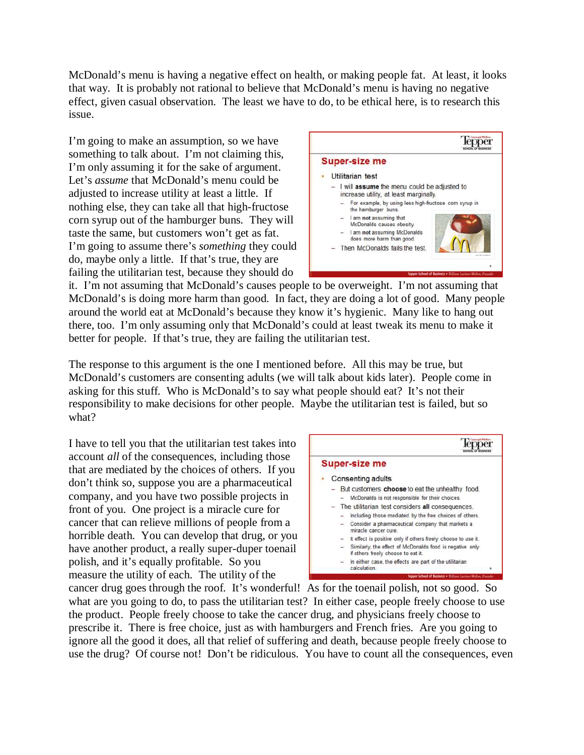McDonald's menu is having a negative effect on health, or making people fat. At least, it looks that way. It is probably not rational to believe that McDonald's menu is having no negative effect, given casual observation. The least we have to do, to be ethical here, is to research this issue.

**Super-size me**

- Utilitarian test
  - I will **assume** the menu could be adjusted to increase utility, at least marginally.
    - For example, by using less high-fructose corn syrup in the hamburger buns.
    - I am **not** assuming that McDonalds causes obesity.
    - I am **not** assuming McDonalds does more harm than good.
  - Then McDonalds fails the test.

I'm going to make an assumption, so we have something to talk about. I'm not claiming this, I'm only assuming it for the sake of argument. Let's *assume* that McDonald's menu could be adjusted to increase utility at least a little. If nothing else, they can take all that high-fructose corn syrup out of the hamburger buns. They will taste the same, but customers won't get as fat. I'm going to assume there's *something* they could do, maybe only a little. If that's true, they are failing the utilitarian test, because they should do it. I'm not assuming that McDonald's causes people to be overweight. I'm not assuming that McDonald's is doing more harm than good. In fact, they are doing a lot of good. Many people around the world eat at McDonald's because they know it's hygienic. Many like to hang out there, too. I'm only assuming only that McDonald's could at least tweak its menu to make it better for people. If that's true, they are failing the utilitarian test.

The response to this argument is the one I mentioned before. All this may be true, but McDonald's customers are consenting adults (we will talk about kids later). People come in asking for this stuff. Who is McDonald's to say what people should eat? It's not their responsibility to make decisions for other people. Maybe the utilitarian test is failed, but so what?

**Super-size me**

- Consenting adults
  - But customers **choose** to eat the unhealthy food.
    - McDonalds is not responsible for their choices.
  - The utilitarian test considers **all** consequences.
    - Including those mediated by the free choices of others.
    - Consider a pharmaceutical company that markets a miracle cancer cure.
    - It effect is positive only if others freely choose to use it.
    - Similarly, the effect of McDonalds food is negative only if others freely choose to eat it.
    - In either case, the effects are part of the utilitarian calculation.

I have to tell you that the utilitarian test takes into account *all* of the consequences, including those that are mediated by the choices of others. If you don't think so, suppose you are a pharmaceutical company, and you have two possible projects in front of you. One project is a miracle cure for cancer that can relieve millions of people from a horrible death. You can develop that drug, or you have another product, a really super-duper toenail polish, and it's equally profitable. So you measure the utility of each. The utility of the cancer drug goes through the roof. It's wonderful! As for the toenail polish, not so good. So what are you going to do, to pass the utilitarian test? In either case, people freely choose to use the product. People freely choose to take the cancer drug, and physicians freely choose to prescribe it. There is free choice, just as with hamburgers and French fries. Are you going to ignore all the good it does, all that relief of suffering and death, because people freely choose to use the drug? Of course not! Don't be ridiculous. You have to count all the consequences, even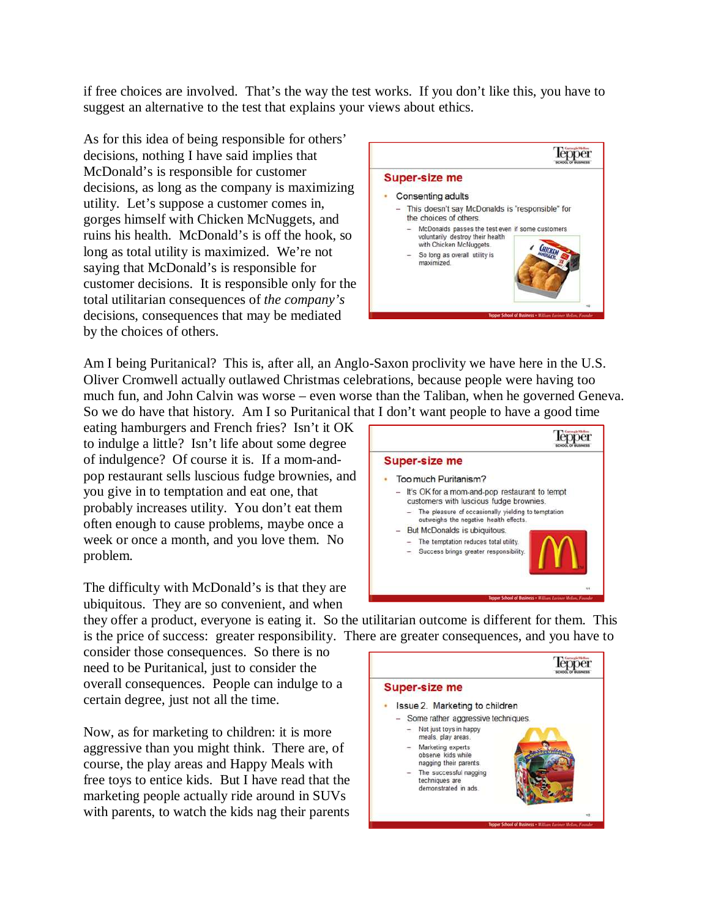if free choices are involved. That's the way the test works. If you don't like this, you have to suggest an alternative to the test that explains your views about ethics.

As for this idea of being responsible for others' decisions, nothing I have said implies that McDonald's is responsible for customer decisions, as long as the company is maximizing utility. Let's suppose a customer comes in, gorges himself with Chicken McNuggets, and ruins his health. McDonald's is off the hook, so long as total utility is maximized. We're not saying that McDonald's is responsible for customer decisions. It is responsible only for the total utilitarian consequences of *the company's* decisions, consequences that may be mediated by the choices of others.

**Super-size me**

- Consenting adults
  - This doesn't say McDonalds is "responsible" for the choices of others.
    - McDonalds passes the test even if some customers voluntarily destroy their health with Chicken McNuggets.
    - So long as overall utility is maximized.

Am I being Puritanical? This is, after all, an Anglo-Saxon proclivity we have here in the U.S. Oliver Cromwell actually outlawed Christmas celebrations, because people were having too much fun, and John Calvin was worse – even worse than the Taliban, when he governed Geneva. So we do have that history. Am I so Puritanical that I don't want people to have a good time eating hamburgers and French fries? Isn't it OK to indulge a little? Isn't life about some degree of indulgence? Of course it is. If a mom-and-pop restaurant sells luscious fudge brownies, and you give in to temptation and eat one, that probably increases utility. You don't eat them often enough to cause problems, maybe once a week or once a month, and you love them. No problem.

**Super-size me**

- Too much Puritanism?
  - It's OK for a mom-and-pop restaurant to tempt customers with luscious fudge brownies.
    - The pleasure of occasionally yielding to temptation outweighs the negative health effects.
  - But McDonalds is ubiquitous.
    - The temptation reduces total utility.
    - Success brings greater responsibility.

The difficulty with McDonald's is that they are ubiquitous. They are so convenient, and when they offer a product, everyone is eating it. So the utilitarian outcome is different for them. This is the price of success: greater responsibility. There are greater consequences, and you have to consider those consequences. So there is no need to be Puritanical, just to consider the overall consequences. People can indulge to a certain degree, just not all the time.

**Super-size me**

- Issue 2. Marketing to children
  - Some rather aggressive techniques.
    - Not just toys in happy meals, play areas.
    - Marketing experts observe kids while nagging their parents.
    - The successful nagging techniques are demonstrated in ads.

Now, as for marketing to children: it is more aggressive than you might think. There are, of course, the play areas and Happy Meals with free toys to entice kids. But I have read that the marketing people actually ride around in SUVs with parents, to watch the kids nag their parents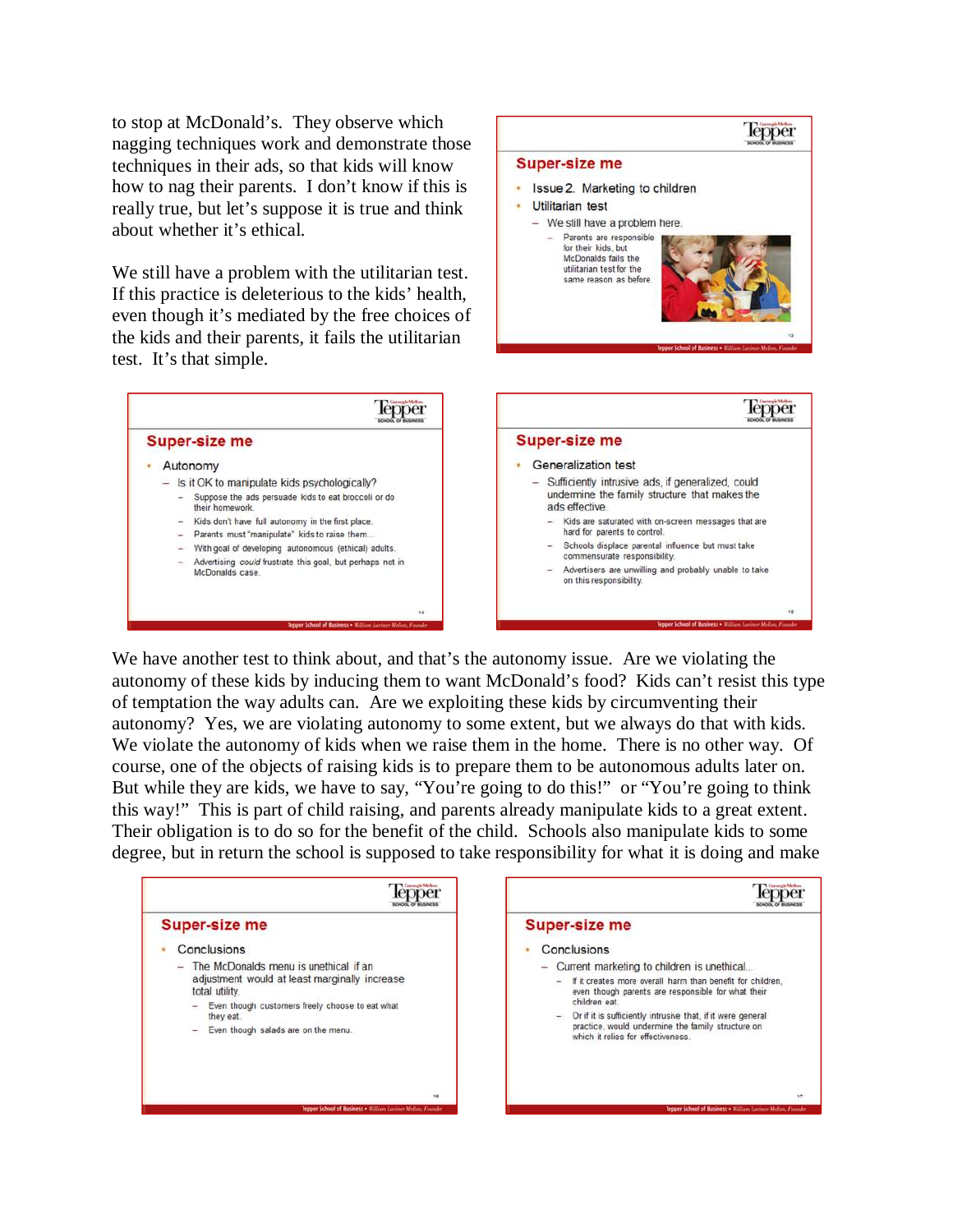to stop at McDonald's. They observe which nagging techniques work and demonstrate those techniques in their ads, so that kids will know how to nag their parents. I don't know if this is really true, but let's suppose it is true and think about whether it's ethical.

We still have a problem with the utilitarian test. If this practice is deleterious to the kids' health, even though it's mediated by the free choices of the kids and their parents, it fails the utilitarian test. It's that simple.

**Super-size me**

- Issue 2. Marketing to children
- Utilitarian test
  - We still have a problem here.
    - Parents are responsible for their kids, but McDonalds fails the utilitarian test for the same reason as before.

**Super-size me**

- Autonomy
  - Is it OK to manipulate kids psychologically?
    - Suppose the ads persuade kids to eat broccoli or do their homework.
    - Kids don't have full autonomy in the first place.
    - Parents must "manipulate" kids to raise them…
    - With goal of developing autonomous (ethical) adults.
    - Advertising *could* frustrate this goal, but perhaps not in McDonalds case.

**Super-size me**

- Generalization test
  - Sufficiently intrusive ads, if generalized, could undermine the family structure that makes the ads effective.
    - Kids are saturated with on-screen messages that are hard for parents to control.
    - Schools displace parental influence but must take commensurate responsibility.
    - Advertisers are unwilling and probably unable to take on this responsibility.

We have another test to think about, and that's the autonomy issue. Are we violating the autonomy of these kids by inducing them to want McDonald's food? Kids can't resist this type of temptation the way adults can. Are we exploiting these kids by circumventing their autonomy? Yes, we are violating autonomy to some extent, but we always do that with kids. We violate the autonomy of kids when we raise them in the home. There is no other way. Of course, one of the objects of raising kids is to prepare them to be autonomous adults later on. But while they are kids, we have to say, "You're going to do this!" or "You're going to think this way!" This is part of child raising, and parents already manipulate kids to a great extent. Their obligation is to do so for the benefit of the child. Schools also manipulate kids to some degree, but in return the school is supposed to take responsibility for what it is doing and make

**Super-size me**

- Conclusions
  - The McDonalds menu is unethical if an adjustment would at least marginally increase total utility.
    - Even though customers freely choose to eat what they eat.
    - Even though salads are on the menu.

**Super-size me**

- Conclusions
  - Current marketing to children is unethical…
    - If it creates more overall harm than benefit for children, even though parents are responsible for what their children eat.
    - Or if it is sufficiently intrusive that, if it were general practice, would undermine the family structure on which it relies for effectiveness.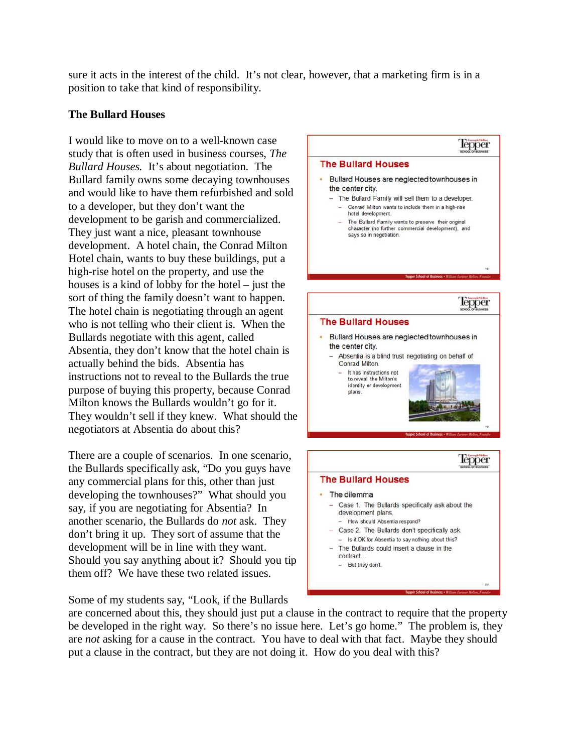sure it acts in the interest of the child. It's not clear, however, that a marketing firm is in a position to take that kind of responsibility.

**The Bullard Houses**

I would like to move on to a well-known case study that is often used in business courses, *The Bullard Houses.* It's about negotiation. The Bullard family owns some decaying townhouses and would like to have them refurbished and sold to a developer, but they don't want the development to be garish and commercialized. They just want a nice, pleasant townhouse development. A hotel chain, the Conrad Milton Hotel chain, wants to buy these buildings, put a high-rise hotel on the property, and use the houses is a kind of lobby for the hotel – just the sort of thing the family doesn't want to happen. The hotel chain is negotiating through an agent who is not telling who their client is. When the Bullards negotiate with this agent, called Absentia, they don't know that the hotel chain is actually behind the bids. Absentia has instructions not to reveal to the Bullards the true purpose of buying this property, because Conrad Milton knows the Bullards wouldn't go for it. They wouldn't sell if they knew. What should the negotiators at Absentia do about this?

> **The Bullard Houses**
> - Bullard Houses are neglected townhouses in the center city.
>   - The Bullard Family will sell them to a developer.
>     - Conrad Milton wants to include them in a high-rise hotel development.
>     - The Bullard Family wants to preserve their original character (no further commercial development), and says so in negotiation.

> **The Bullard Houses**
> - Bullard Houses are neglected townhouses in the center city.
>   - Absentia is a blind trust negotiating on behalf of Conrad Milton.
>     - It has instructions not to reveal the Milton's identity or development plans.

There are a couple of scenarios. In one scenario, the Bullards specifically ask, "Do you guys have any commercial plans for this, other than just developing the townhouses?" What should you say, if you are negotiating for Absentia? In another scenario, the Bullards do *not* ask. They don't bring it up. They sort of assume that the development will be in line with they want. Should you say anything about it? Should you tip them off? We have these two related issues.

> **The Bullard Houses**
> - The dilemma
>   - Case 1. The Bullards specifically ask about the development plans.
>     - How should Absentia respond?
>   - Case 2. The Bullards don't specifically ask.
>     - Is it OK for Absentia to say nothing about this?
>   - The Bullards could insert a clause in the contract…
>     - But they don't.

Some of my students say, "Look, if the Bullards are concerned about this, they should just put a clause in the contract to require that the property be developed in the right way. So there's no issue here. Let's go home." The problem is, they are *not* asking for a cause in the contract. You have to deal with that fact. Maybe they should put a clause in the contract, but they are not doing it. How do you deal with this?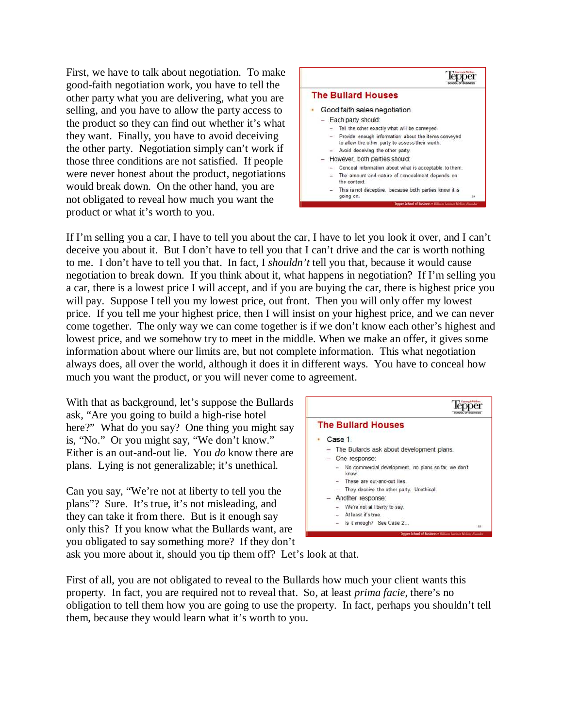First, we have to talk about negotiation. To make good-faith negotiation work, you have to tell the other party what you are delivering, what you are selling, and you have to allow the party access to the product so they can find out whether it's what they want. Finally, you have to avoid deceiving the other party. Negotiation simply can't work if those three conditions are not satisfied. If people were never honest about the product, negotiations would break down. On the other hand, you are not obligated to reveal how much you want the product or what it's worth to you.

**The Bullard Houses**

- Good faith sales negotiation
  - Each party should:
    - Tell the other exactly what will be conveyed.
    - Provide enough information about the items conveyed to allow the other party to assess their worth.
    - Avoid deceiving the other party.
  - However, both parties should:
    - Conceal information about what is acceptable to them.
    - The amount and nature of concealment depends on the context.
    - This is not deceptive, because both parties know it is going on.

If I'm selling you a car, I have to tell you about the car, I have to let you look it over, and I can't deceive you about it. But I don't have to tell you that I can't drive and the car is worth nothing to me. I don't have to tell you that. In fact, I *shouldn't* tell you that, because it would cause negotiation to break down. If you think about it, what happens in negotiation? If I'm selling you a car, there is a lowest price I will accept, and if you are buying the car, there is highest price you will pay. Suppose I tell you my lowest price, out front. Then you will only offer my lowest price. If you tell me your highest price, then I will insist on your highest price, and we can never come together. The only way we can come together is if we don't know each other's highest and lowest price, and we somehow try to meet in the middle. When we make an offer, it gives some information about where our limits are, but not complete information. This what negotiation always does, all over the world, although it does it in different ways. You have to conceal how much you want the product, or you will never come to agreement.

With that as background, let's suppose the Bullards ask, "Are you going to build a high-rise hotel here?" What do you say? One thing you might say is, "No." Or you might say, "We don't know." Either is an out-and-out lie. You *do* know there are plans. Lying is not generalizable; it's unethical.

**The Bullard Houses**

- Case 1.
  - The Bullards ask about development plans.
  - One response:
    - No commercial development, no plans so far, we don't know.
    - These are out-and-out lies.
    - They deceive the other party. Unethical.
  - Another response:
    - We're not at liberty to say.
    - At least it's true.
    - Is it enough? See Case 2...

Can you say, "We're not at liberty to tell you the plans"? Sure. It's true, it's not misleading, and they can take it from there. But is it enough say only this? If you know what the Bullards want, are you obligated to say something more? If they don't ask you more about it, should you tip them off? Let's look at that.

First of all, you are not obligated to reveal to the Bullards how much your client wants this property. In fact, you are required not to reveal that. So, at least *prima facie*, there's no obligation to tell them how you are going to use the property. In fact, perhaps you shouldn't tell them, because they would learn what it's worth to you.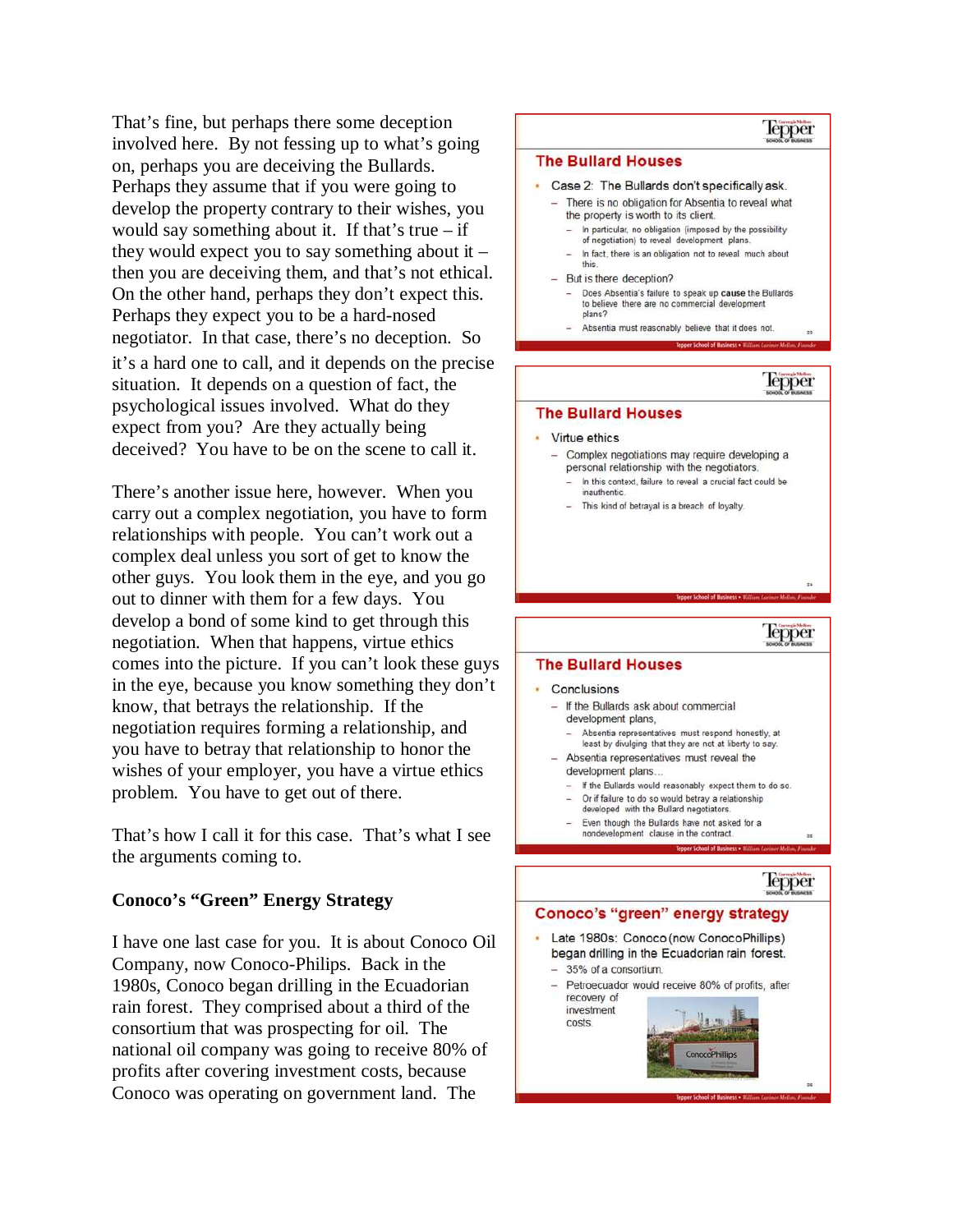That's fine, but perhaps there some deception involved here. By not fessing up to what's going on, perhaps you are deceiving the Bullards. Perhaps they assume that if you were going to develop the property contrary to their wishes, you would say something about it. If that's true – if they would expect you to say something about it – then you are deceiving them, and that's not ethical. On the other hand, perhaps they don't expect this. Perhaps they expect you to be a hard-nosed negotiator. In that case, there's no deception. So it's a hard one to call, and it depends on the precise situation. It depends on a question of fact, the psychological issues involved. What do they expect from you? Are they actually being deceived? You have to be on the scene to call it.

There's another issue here, however. When you carry out a complex negotiation, you have to form relationships with people. You can't work out a complex deal unless you sort of get to know the other guys. You look them in the eye, and you go out to dinner with them for a few days. You develop a bond of some kind to get through this negotiation. When that happens, virtue ethics comes into the picture. If you can't look these guys in the eye, because you know something they don't know, that betrays the relationship. If the negotiation requires forming a relationship, and you have to betray that relationship to honor the wishes of your employer, you have a virtue ethics problem. You have to get out of there.

That's how I call it for this case. That's what I see the arguments coming to.

**The Bullard Houses**

- Case 2: The Bullards don't specifically ask.
  - There is no obligation for Absentia to reveal what the property is worth to its client.
    - In particular, no obligation (imposed by the possibility of negotiation) to reveal development plans.
    - In fact, there is an obligation not to reveal much about this.
  - But is there deception?
    - Does Absentia's failure to speak up **cause** the Bullards to believe there are no commercial development plans?
    - Absentia must reasonably believe that it does not.

**The Bullard Houses**

- Virtue ethics
  - Complex negotiations may require developing a personal relationship with the negotiators.
    - In this context, failure to reveal a crucial fact could be inauthentic.
    - This kind of betrayal is a breach of loyalty.

**The Bullard Houses**

- Conclusions
  - If the Bullards ask about commercial development plans,
    - Absentia representatives must respond honestly, at least by divulging that they are not at liberty to say.
  - Absentia representatives must reveal the development plans…
    - If the Bullards would reasonably expect them to do so.
    - Or if failure to do so would betray a relationship developed with the Bullard negotiators.
    - Even though the Bullards have not asked for a nondevelopment clause in the contract.

### Conoco's "Green" Energy Strategy

I have one last case for you. It is about Conoco Oil Company, now Conoco-Philips. Back in the 1980s, Conoco began drilling in the Ecuadorian rain forest. They comprised about a third of the consortium that was prospecting for oil. The national oil company was going to receive 80% of profits after covering investment costs, because Conoco was operating on government land. The

**Conoco's "green" energy strategy**

- Late 1980s: Conoco (now ConocoPhillips) began drilling in the Ecuadorian rain forest.
  - 35% of a consortium.
  - Petroecuador would receive 80% of profits, after recovery of investment costs.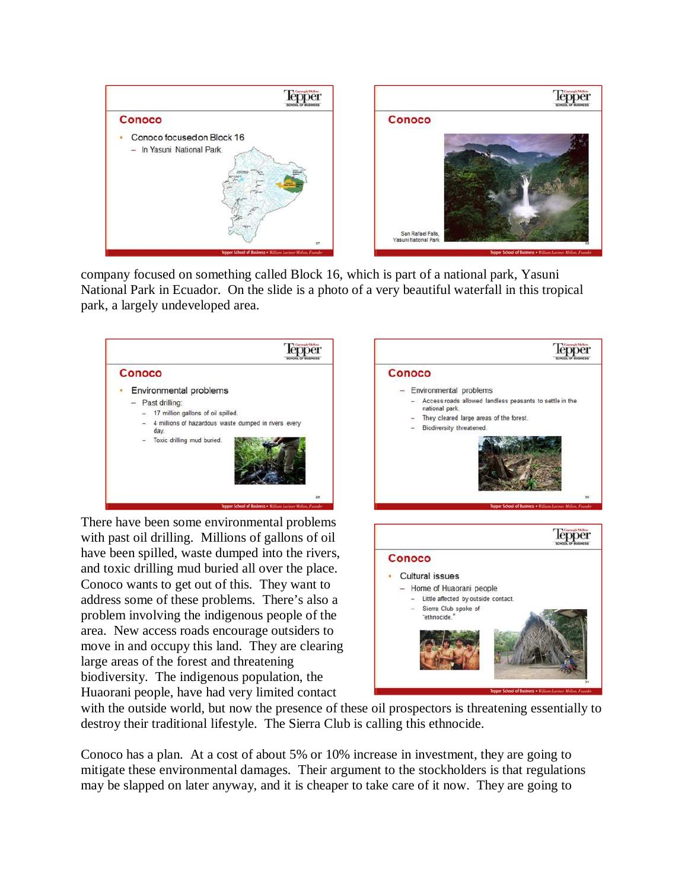**Conoco**

- Conoco focused on Block 16
  - In Yasuni National Park.

**Conoco**

San Rafael Falls, Yasuni National Park

company focused on something called Block 16, which is part of a national park, Yasuni National Park in Ecuador. On the slide is a photo of a very beautiful waterfall in this tropical park, a largely undeveloped area.

**Conoco**

- Environmental problems
  - Past drilling:
    - 17 million gallons of oil spilled.
    - 4 millions of hazardous waste dumped in rivers every day.
    - Toxic drilling mud buried.

**Conoco**

- Environmental problems
  - Access roads allowed landless peasants to settle in the national park.
  - They cleared large areas of the forest.
  - Biodiversity threatened.

**Conoco**

- Cultural issues
  - Home of Huaorani people
    - Little affected by outside contact.
    - Sierra Club spoke of "ethnocide."

There have been some environmental problems with past oil drilling. Millions of gallons of oil have been spilled, waste dumped into the rivers, and toxic drilling mud buried all over the place. Conoco wants to get out of this. They want to address some of these problems. There's also a problem involving the indigenous people of the area. New access roads encourage outsiders to move in and occupy this land. They are clearing large areas of the forest and threatening biodiversity. The indigenous population, the Huaorani people, have had very limited contact with the outside world, but now the presence of these oil prospectors is threatening essentially to destroy their traditional lifestyle. The Sierra Club is calling this ethnocide.

Conoco has a plan. At a cost of about 5% or 10% increase in investment, they are going to mitigate these environmental damages. Their argument to the stockholders is that regulations may be slapped on later anyway, and it is cheaper to take care of it now. They are going to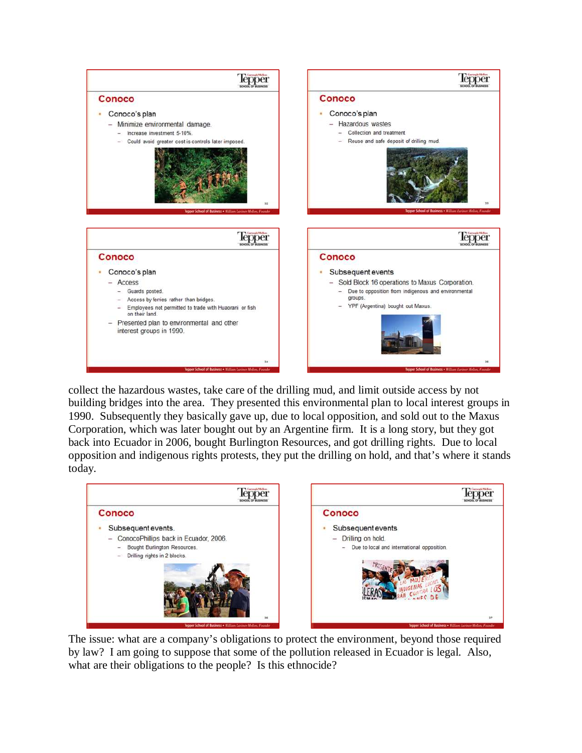## Conoco

- Conoco's plan
  - Minimize environmental damage.
    - Increase investment 5-10%.
    - Could avoid greater cost is controls later imposed.

## Conoco

- Conoco's plan
  - Hazardous wastes
    - Collection and treatment
    - Reuse and safe deposit of drilling mud.

## Conoco

- Conoco's plan
  - Access
    - Guards posted.
    - Access by ferries rather than bridges.
    - Employees not permitted to trade with Huaorani or fish on their land.
  - Presented plan to environmental and other interest groups in 1990.

## Conoco

- Subsequent events
  - Sold Block 16 operations to Maxus Corporation.
    - Due to opposition from indigenous and environmental groups.
    - YPF (Argentina) bought out Maxus.

collect the hazardous wastes, take care of the drilling mud, and limit outside access by not building bridges into the area. They presented this environmental plan to local interest groups in 1990. Subsequently they basically gave up, due to local opposition, and sold out to the Maxus Corporation, which was later bought out by an Argentine firm. It is a long story, but they got back into Ecuador in 2006, bought Burlington Resources, and got drilling rights. Due to local opposition and indigenous rights protests, they put the drilling on hold, and that's where it stands today.

## Conoco

- Subsequent events.
  - ConocoPhillips back in Ecuador, 2006.
    - Bought Burlington Resources.
    - Drilling rights in 2 blocks.

## Conoco

- Subsequent events
  - Drilling on hold.
    - Due to local and international opposition.

The issue: what are a company's obligations to protect the environment, beyond those required by law? I am going to suppose that some of the pollution released in Ecuador is legal. Also, what are their obligations to the people? Is this ethnocide?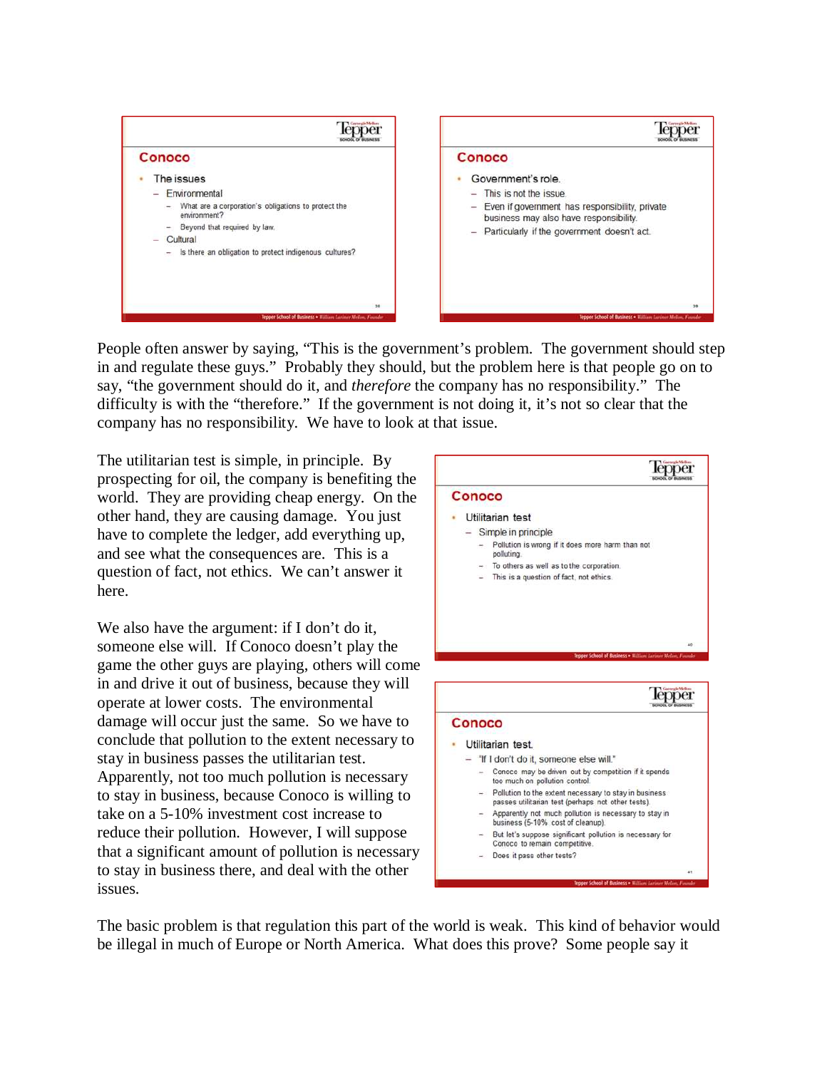**Conoco**

- The issues
  - Environmental
    - What are a corporation's obligations to protect the environment?
    - Beyond that required by law.
  - Cultural
    - Is there an obligation to protect indigenous cultures?

**Conoco**

- Government's role.
  - This is not the issue.
  - Even if government has responsibility, private business may also have responsibility.
  - Particularly if the government doesn't act.

People often answer by saying, "This is the government's problem. The government should step in and regulate these guys." Probably they should, but the problem here is that people go on to say, "the government should do it, and *therefore* the company has no responsibility." The difficulty is with the "therefore." If the government is not doing it, it's not so clear that the company has no responsibility. We have to look at that issue.

The utilitarian test is simple, in principle. By prospecting for oil, the company is benefiting the world. They are providing cheap energy. On the other hand, they are causing damage. You just have to complete the ledger, add everything up, and see what the consequences are. This is a question of fact, not ethics. We can't answer it here.

**Conoco**

- Utilitarian test
  - Simple in principle
    - Pollution is wrong if it does more harm than not polluting.
    - To others as well as to the corporation.
    - This is a question of fact, not ethics.

We also have the argument: if I don't do it, someone else will. If Conoco doesn't play the game the other guys are playing, others will come in and drive it out of business, because they will operate at lower costs. The environmental damage will occur just the same. So we have to conclude that pollution to the extent necessary to stay in business passes the utilitarian test. Apparently, not too much pollution is necessary to stay in business, because Conoco is willing to take on a 5-10% investment cost increase to reduce their pollution. However, I will suppose that a significant amount of pollution is necessary to stay in business there, and deal with the other issues.

**Conoco**

- Utilitarian test.
  - "If I don't do it, someone else will."
    - Conoco may be driven out by competition if it spends too much on pollution control.
    - Pollution to the extent necessary to stay in business passes utilitarian test (perhaps not other tests).
    - Apparently not much pollution is necessary to stay in business (5-10% cost of cleanup).
    - But let's suppose significant pollution is necessary for Conoco to remain competitive.
    - Does it pass other tests?

The basic problem is that regulation this part of the world is weak. This kind of behavior would be illegal in much of Europe or North America. What does this prove? Some people say it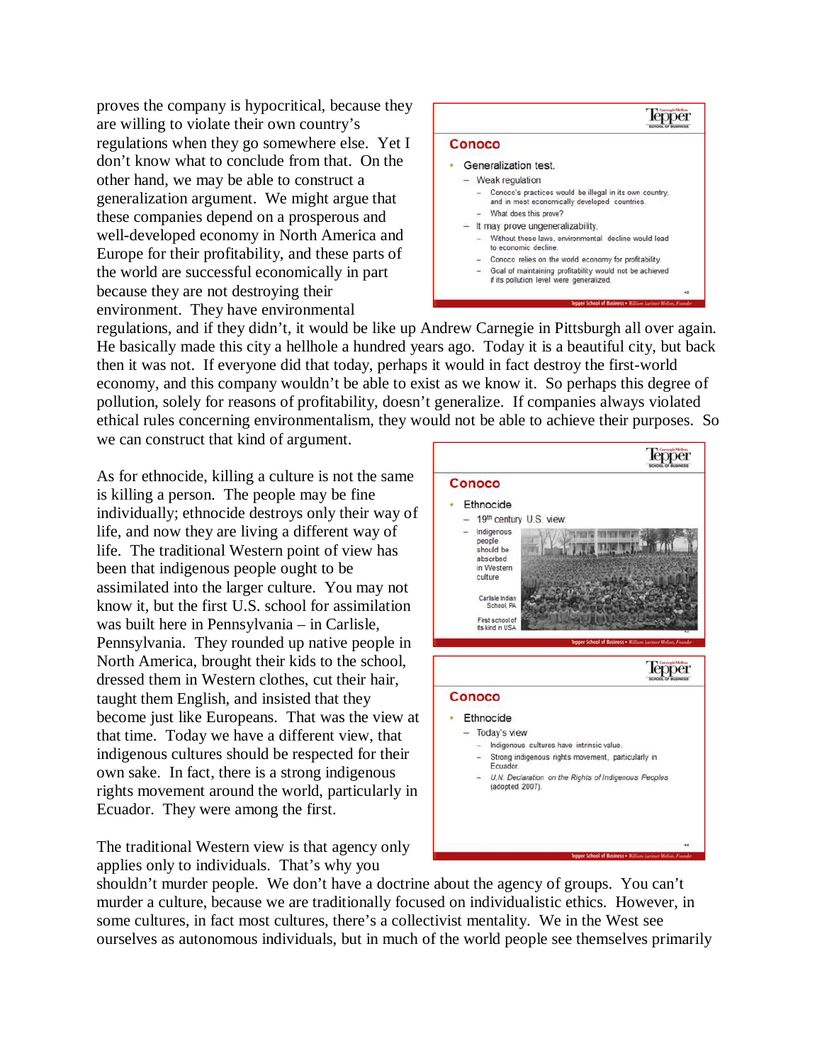proves the company is hypocritical, because they are willing to violate their own country's regulations when they go somewhere else. Yet I don't know what to conclude from that. On the other hand, we may be able to construct a generalization argument. We might argue that these companies depend on a prosperous and well-developed economy in North America and Europe for their profitability, and these parts of the world are successful economically in part because they are not destroying their environment. They have environmental regulations, and if they didn't, it would be like up Andrew Carnegie in Pittsburgh all over again. He basically made this city a hellhole a hundred years ago. Today it is a beautiful city, but back then it was not. If everyone did that today, perhaps it would in fact destroy the first-world economy, and this company wouldn't be able to exist as we know it. So perhaps this degree of pollution, solely for reasons of profitability, doesn't generalize. If companies always violated ethical rules concerning environmentalism, they would not be able to achieve their purposes. So we can construct that kind of argument.

**Conoco**

- Generalization test.
  - Weak regulation
    - Conoco's practices would be illegal in its own country, and in most economically developed countries.
    - What does this prove?
  - It may prove ungeneralizability.
    - Without these laws, environmental decline would lead to economic decline.
    - Conoco relies on the world economy for profitability.
    - Goal of maintaining profitability would not be achieved if its pollution level were generalized.

As for ethnocide, killing a culture is not the same is killing a person. The people may be fine individually; ethnocide destroys only their way of life, and now they are living a different way of life. The traditional Western point of view has been that indigenous people ought to be assimilated into the larger culture. You may not know it, but the first U.S. school for assimilation was built here in Pennsylvania – in Carlisle, Pennsylvania. They rounded up native people in North America, brought their kids to the school, dressed them in Western clothes, cut their hair, taught them English, and insisted that they become just like Europeans. That was the view at that time. Today we have a different view, that indigenous cultures should be respected for their own sake. In fact, there is a strong indigenous rights movement around the world, particularly in Ecuador. They were among the first.

**Conoco**

- Ethnocide
  - 19th century U.S. view:
  - Indigenous people should be absorbed in Western culture

Carlisle Indian School, PA

First school of its kind in USA

**Conoco**

- Ethnocide
  - Today's view
    - Indigenous cultures have intrinsic value.
    - Strong indigenous rights movement, particularly in Ecuador.
    - *U.N. Declaration on the Rights of Indigenous Peoples* (adopted 2007).

The traditional Western view is that agency only applies only to individuals. That's why you shouldn't murder people. We don't have a doctrine about the agency of groups. You can't murder a culture, because we are traditionally focused on individualistic ethics. However, in some cultures, in fact most cultures, there's a collectivist mentality. We in the West see ourselves as autonomous individuals, but in much of the world people see themselves primarily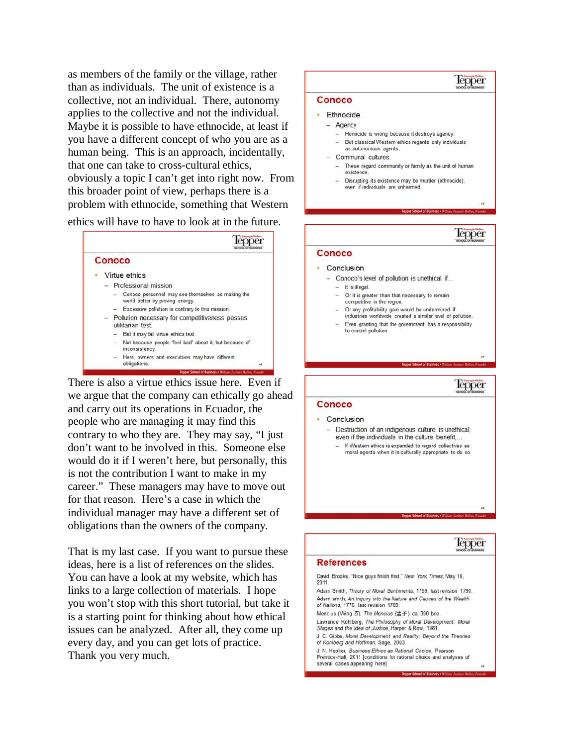as members of the family or the village, rather than as individuals. The unit of existence is a collective, not an individual. There, autonomy applies to the collective and not the individual. Maybe it is possible to have ethnocide, at least if you have a different concept of who you are as a human being. This is an approach, incidentally, that one can take to cross-cultural ethics, obviously a topic I can't get into right now. From this broader point of view, perhaps there is a problem with ethnocide, something that Western ethics will have to have to look at in the future.

**Conoco**

- Virtue ethics
  - Professional mission
    - Conoco personnel may see themselves as making the world better by proving energy.
    - Excessive pollution is contrary to this mission.
  - Pollution necessary for competitiveness passes utilitarian test.
    - But it may fail virtue ethics test.
    - Not because people "feel bad" about it, but because of inconsistency.
    - Here, owners and executives may have different obligations.

There is also a virtue ethics issue here. Even if we argue that the company can ethically go ahead and carry out its operations in Ecuador, the people who are managing it may find this contrary to who they are. They may say, "I just don't want to be involved in this. Someone else would do it if I weren't here, but personally, this is not the contribution I want to make in my career." These managers may have to move out for that reason. Here's a case in which the individual manager may have a different set of obligations than the owners of the company.

That is my last case. If you want to pursue these ideas, here is a list of references on the slides. You can have a look at my website, which has links to a large collection of materials. I hope you won't stop with this short tutorial, but take it is a starting point for thinking about how ethical issues can be analyzed. After all, they come up every day, and you can get lots of practice. Thank you very much.

**Conoco**

- Ethnocide
  - Agency
    - Homicide is wrong because it destroys agency.
    - But classical Western ethics regards only individuals as autonomous agents.
  - Communal cultures.
    - These regard community or family as the unit of human existence.
    - Disrupting its existence may be murder (ethnocide), even if individuals are unharmed.

**Conoco**

- Conclusion
  - Conoco's level of pollution is unethical if…
    - It is illegal.
    - Or it is greater than that necessary to remain competitive in the region.
    - Or any profitability gain would be undermined if industries worldwide created a similar level of pollution.
    - Even granting that the government has a responsibility to control pollution.

**Conoco**

- Conclusion
  - Destruction of an indigenous culture is unethical, even if the individuals in the culture benefit,…
    - If Western ethics is expanded to regard collectives as moral agents when it is culturally appropriate to do so.

**References**

David Brooks, "Nice guys finish first," *New York Times*, May 16, 2011.

Adam Smith, *Theory of Moral Sentiments*, 1759, last revision 1790.

Adam smith, *An Inquiry into the Nature and Causes of the Wealth of Nations*, 1776, last revision 1789.

Mencius (Mèng Zǐ), *The Mencius* (孟子), ca. 300 bce.

Lawrence Kohlberg, *The Philosophy of Moral Development: Moral Stages and the Idea of Justice*, Harper & Row, 1981.

J. C. Gibbs, *Moral Development and Reality: Beyond the Theories of Kohlberg and Hoffman*, Sage, 2003.

J. N. Hooker, *Business Ethics as Rational Choice*, Pearson Prentice-Hall, 2011 [conditions for rational choice and analyses of several cases appearing here]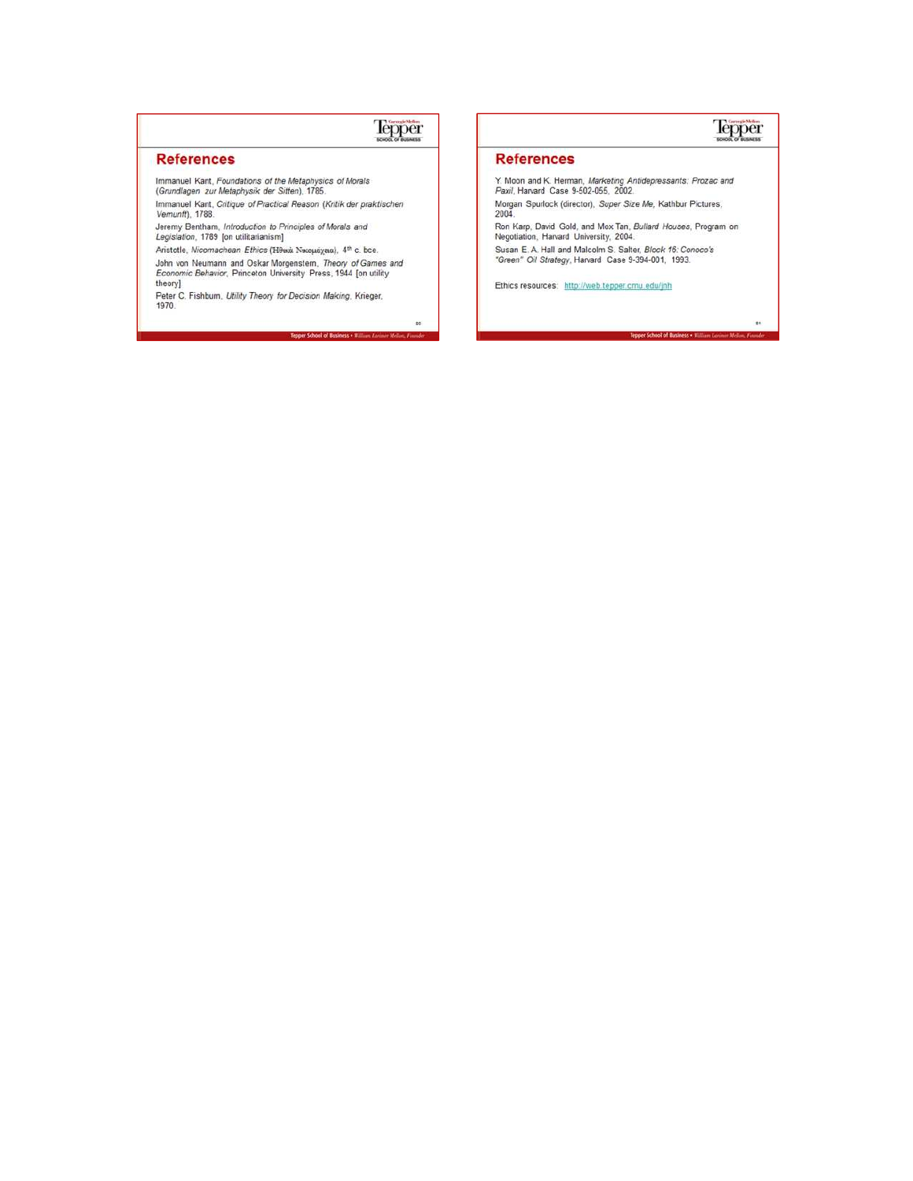## References

Immanuel Kant, *Foundations of the Metaphysics of Morals* (*Grundlagen zur Metaphysik der Sitten*), 1785.

Immanuel Kant, *Critique of Practical Reason* (*Kritik der praktischen Vernunft*), 1788.

Jeremy Bentham, *Introduction to Principles of Morals and Legislation*, 1789 [on utilitarianism]

Aristotle, *Nicomachean Ethics* (Ἠθικὰ Νικομάχεια), 4th c. bce.

John von Neumann and Oskar Morgenstern, *Theory of Games and Economic Behavior*, Princeton University Press, 1944 [on utility theory]

Peter C. Fishburn, *Utility Theory for Decision Making*, Krieger, 1970.

## References

Y. Moon and K. Herman, *Marketing Antidepressants: Prozac and Paxil*, Harvard Case 9-502-055, 2002.

Morgan Spurlock (director), *Super Size Me*, Kathbur Pictures, 2004.

Ron Karp, David Gold, and Mox Tan, *Bullard Houses*, Program on Negotiation, Harvard University, 2004.

Susan E. A. Hall and Malcolm S. Salter, *Block 16: Conoco's "Green" Oil Strategy*, Harvard Case 9-394-001, 1993.

Ethics resources: http://web.tepper.cmu.edu/jnh